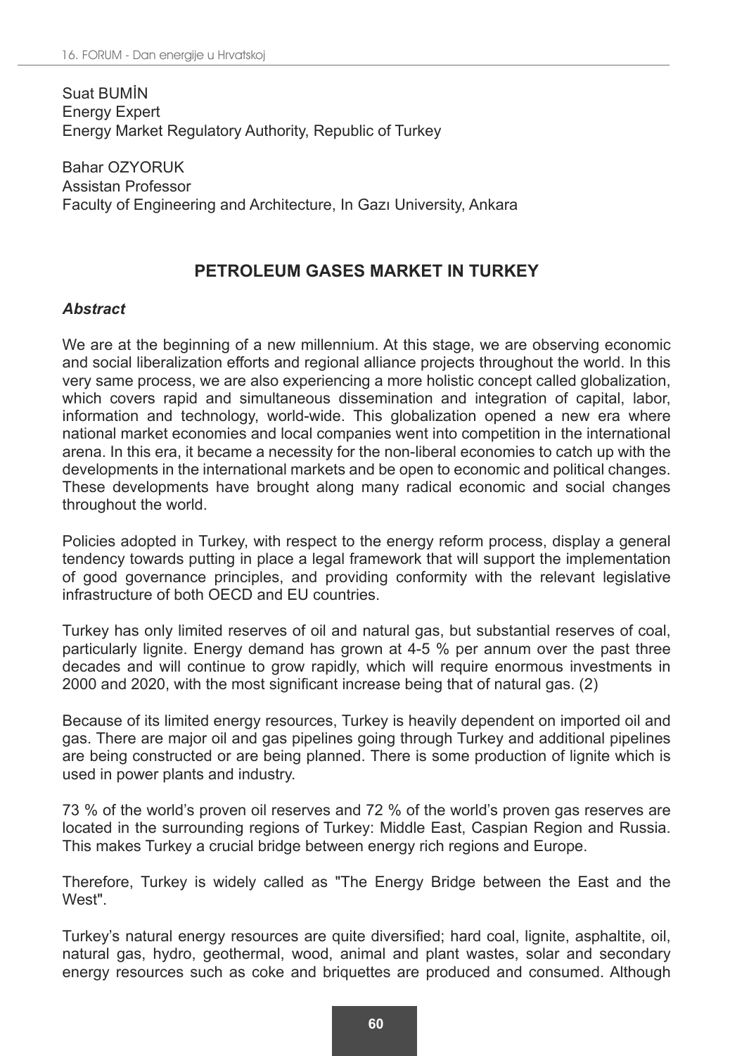Suat BUMİN
Energy Expert
Energy Market Regulatory Authority, Republic of Turkey

Bahar OZYORUK
Assistan Professor
Faculty of Engineering and Architecture, In Gazı University, Ankara

# PETROLEUM GASES MARKET IN TURKEY

## *Abstract*

We are at the beginning of a new millennium. At this stage, we are observing economic and social liberalization efforts and regional alliance projects throughout the world. In this very same process, we are also experiencing a more holistic concept called globalization, which covers rapid and simultaneous dissemination and integration of capital, labor, information and technology, world-wide. This globalization opened a new era where national market economies and local companies went into competition in the international arena. In this era, it became a necessity for the non-liberal economies to catch up with the developments in the international markets and be open to economic and political changes. These developments have brought along many radical economic and social changes throughout the world.

Policies adopted in Turkey, with respect to the energy reform process, display a general tendency towards putting in place a legal framework that will support the implementation of good governance principles, and providing conformity with the relevant legislative infrastructure of both OECD and EU countries.

Turkey has only limited reserves of oil and natural gas, but substantial reserves of coal, particularly lignite. Energy demand has grown at 4-5 % per annum over the past three decades and will continue to grow rapidly, which will require enormous investments in 2000 and 2020, with the most significant increase being that of natural gas. (2)

Because of its limited energy resources, Turkey is heavily dependent on imported oil and gas. There are major oil and gas pipelines going through Turkey and additional pipelines are being constructed or are being planned. There is some production of lignite which is used in power plants and industry.

73 % of the world's proven oil reserves and 72 % of the world's proven gas reserves are located in the surrounding regions of Turkey: Middle East, Caspian Region and Russia. This makes Turkey a crucial bridge between energy rich regions and Europe.

Therefore, Turkey is widely called as "The Energy Bridge between the East and the West".

Turkey's natural energy resources are quite diversified; hard coal, lignite, asphaltite, oil, natural gas, hydro, geothermal, wood, animal and plant wastes, solar and secondary energy resources such as coke and briquettes are produced and consumed. Although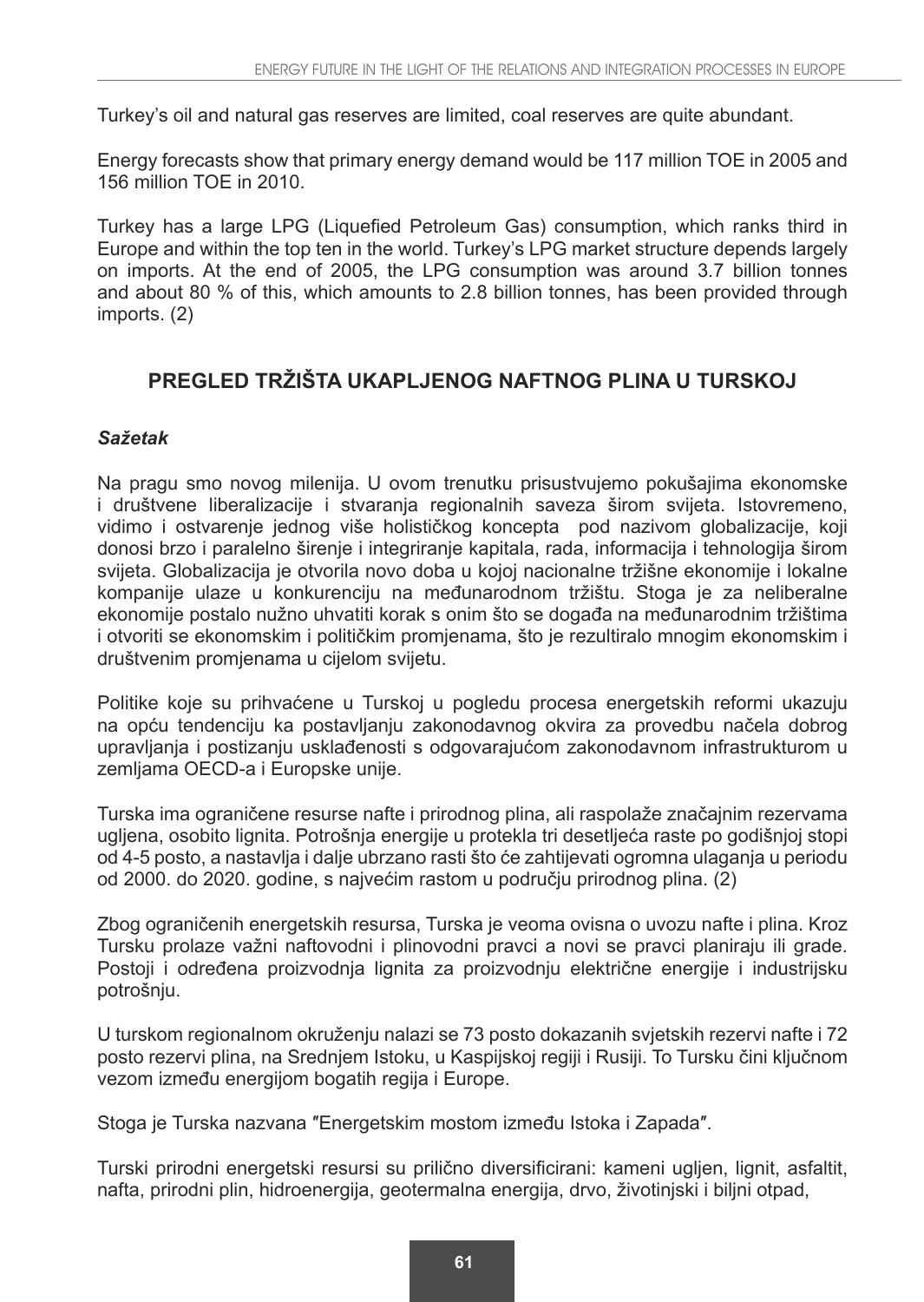Turkey's oil and natural gas reserves are limited, coal reserves are quite abundant.

Energy forecasts show that primary energy demand would be 117 million TOE in 2005 and 156 million TOE in 2010.

Turkey has a large LPG (Liquefied Petroleum Gas) consumption, which ranks third in Europe and within the top ten in the world. Turkey's LPG market structure depends largely on imports. At the end of 2005, the LPG consumption was around 3.7 billion tonnes and about 80 % of this, which amounts to 2.8 billion tonnes, has been provided through imports. (2)

## PREGLED TRŽIŠTA UKAPLJENOG NAFTNOG PLINA U TURSKOJ

### *Sažetak*

Na pragu smo novog milenija. U ovom trenutku prisustvujemo pokušajima ekonomske i društvene liberalizacije i stvaranja regionalnih saveza širom svijeta. Istovremeno, vidimo i ostvarenje jednog više holističkog koncepta pod nazivom globalizacije, koji donosi brzo i paralelno širenje i integriranje kapitala, rada, informacija i tehnologija širom svijeta. Globalizacija je otvorila novo doba u kojoj nacionalne tržišne ekonomije i lokalne kompanije ulaze u konkurenciju na međunarodnom tržištu. Stoga je za neliberalne ekonomije postalo nužno uhvatiti korak s onim što se događa na međunarodnim tržištima i otvoriti se ekonomskim i političkim promjenama, što je rezultiralo mnogim ekonomskim i društvenim promjenama u cijelom svijetu.

Politike koje su prihvaćene u Turskoj u pogledu procesa energetskih reformi ukazuju na opću tendenciju ka postavljanju zakonodavnog okvira za provedbu načela dobrog upravljanja i postizanju usklađenosti s odgovarajućom zakonodavnom infrastrukturom u zemljama OECD-a i Europske unije.

Turska ima ograničene resurse nafte i prirodnog plina, ali raspolaže značajnim rezervama ugljena, osobito lignita. Potrošnja energije u protekla tri desetljeća raste po godišnjoj stopi od 4-5 posto, a nastavlja i dalje ubrzano rasti što će zahtijevati ogromna ulaganja u periodu od 2000. do 2020. godine, s najvećim rastom u području prirodnog plina. (2)

Zbog ograničenih energetskih resursa, Turska je veoma ovisna o uvozu nafte i plina. Kroz Tursku prolaze važni naftovodni i plinovodni pravci a novi se pravci planiraju ili grade. Postoji i određena proizvodnja lignita za proizvodnju električne energije i industrijsku potrošnju.

U turskom regionalnom okruženju nalazi se 73 posto dokazanih svjetskih rezervi nafte i 72 posto rezervi plina, na Srednjem Istoku, u Kaspijskoj regiji i Rusiji. To Tursku čini ključnom vezom između energijom bogatih regija i Europe.

Stoga je Turska nazvana ″Energetskim mostom između Istoka i Zapada″.

Turski prirodni energetski resursi su prilično diversificirani: kameni ugljen, lignit, asfaltit, nafta, prirodni plin, hidroenergija, geotermalna energija, drvo, životinjski i biljni otpad,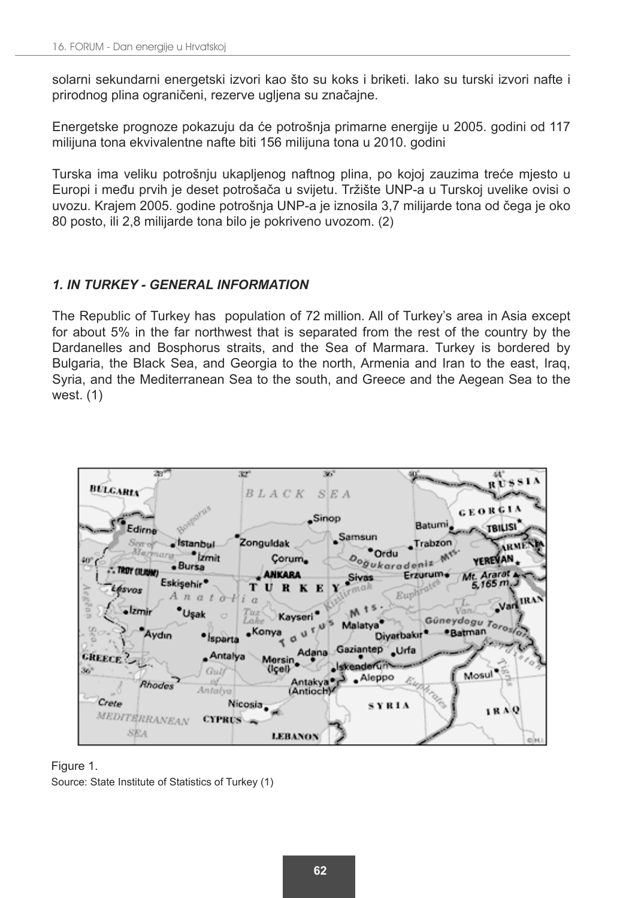solarni sekundarni energetski izvori kao što su koks i briketi. Iako su turski izvori nafte i prirodnog plina ograničeni, rezerve ugljena su značajne.

Energetske prognoze pokazuju da će potrošnja primarne energije u 2005. godini od 117 milijuna tona ekvivalentne nafte biti 156 milijuna tona u 2010. godini

Turska ima veliku potrošnju ukapljenog naftnog plina, po kojoj zauzima treće mjesto u Europi i među prvih je deset potrošača u svijetu. Tržište UNP-a u Turskoj uvelike ovisi o uvozu. Krajem 2005. godine potrošnja UNP-a je iznosila 3,7 milijarde tona od čega je oko 80 posto, ili 2,8 milijarde tona bilo je pokriveno uvozom. (2)

## *1. IN TURKEY - GENERAL INFORMATION*

The Republic of Turkey has  population of 72 million. All of Turkey's area in Asia except for about 5% in the far northwest that is separated from the rest of the country by the Dardanelles and Bosphorus straits, and the Sea of Marmara. Turkey is bordered by Bulgaria, the Black Sea, and Georgia to the north, Armenia and Iran to the east, Iraq, Syria, and the Mediterranean Sea to the south, and Greece and the Aegean Sea to the west. (1)

Figure 1.
Source: State Institute of Statistics of Turkey (1)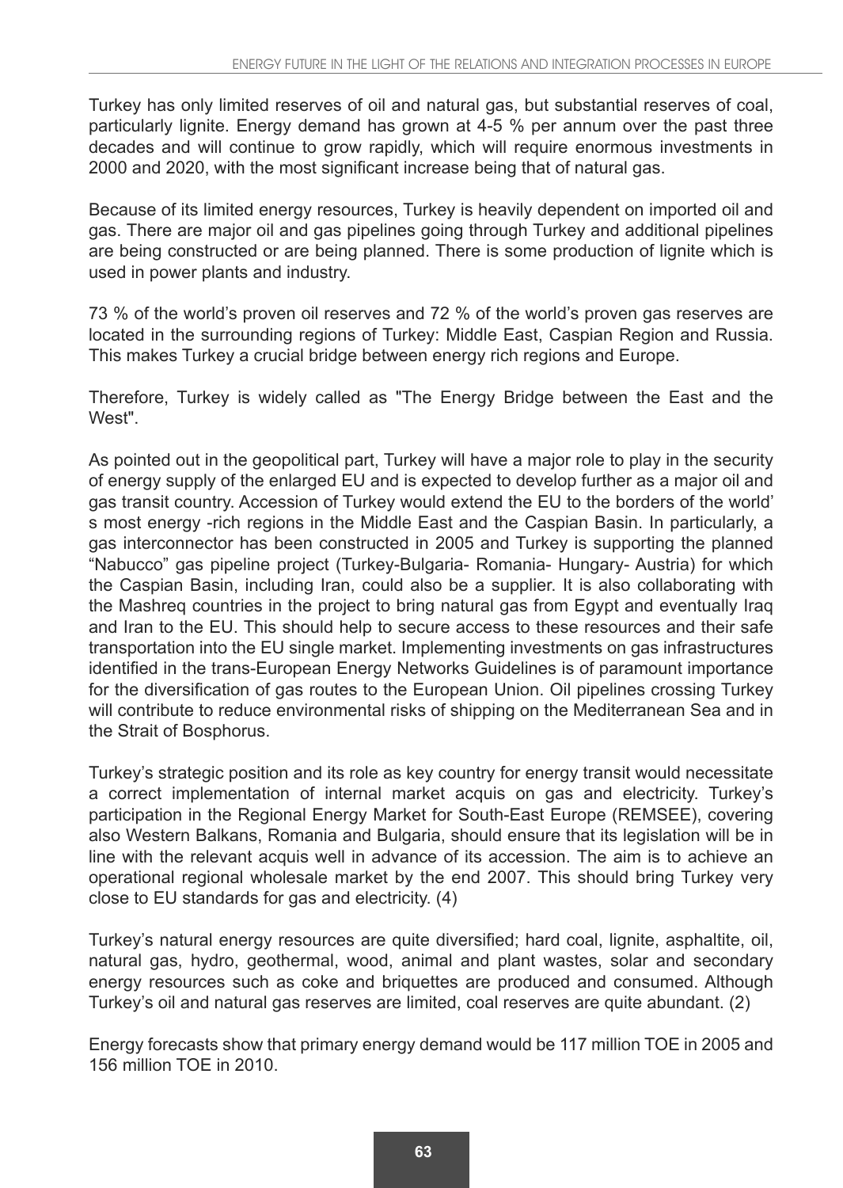Turkey has only limited reserves of oil and natural gas, but substantial reserves of coal, particularly lignite. Energy demand has grown at 4-5 % per annum over the past three decades and will continue to grow rapidly, which will require enormous investments in 2000 and 2020, with the most significant increase being that of natural gas.

Because of its limited energy resources, Turkey is heavily dependent on imported oil and gas. There are major oil and gas pipelines going through Turkey and additional pipelines are being constructed or are being planned. There is some production of lignite which is used in power plants and industry.

73 % of the world's proven oil reserves and 72 % of the world's proven gas reserves are located in the surrounding regions of Turkey: Middle East, Caspian Region and Russia. This makes Turkey a crucial bridge between energy rich regions and Europe.

Therefore, Turkey is widely called as "The Energy Bridge between the East and the West".

As pointed out in the geopolitical part, Turkey will have a major role to play in the security of energy supply of the enlarged EU and is expected to develop further as a major oil and gas transit country. Accession of Turkey would extend the EU to the borders of the world' s most energy -rich regions in the Middle East and the Caspian Basin. In particularly, a gas interconnector has been constructed in 2005 and Turkey is supporting the planned "Nabucco" gas pipeline project (Turkey-Bulgaria- Romania- Hungary- Austria) for which the Caspian Basin, including Iran, could also be a supplier. It is also collaborating with the Mashreq countries in the project to bring natural gas from Egypt and eventually Iraq and Iran to the EU. This should help to secure access to these resources and their safe transportation into the EU single market. Implementing investments on gas infrastructures identified in the trans-European Energy Networks Guidelines is of paramount importance for the diversification of gas routes to the European Union. Oil pipelines crossing Turkey will contribute to reduce environmental risks of shipping on the Mediterranean Sea and in the Strait of Bosphorus.

Turkey's strategic position and its role as key country for energy transit would necessitate a correct implementation of internal market acquis on gas and electricity. Turkey's participation in the Regional Energy Market for South-East Europe (REMSEE), covering also Western Balkans, Romania and Bulgaria, should ensure that its legislation will be in line with the relevant acquis well in advance of its accession. The aim is to achieve an operational regional wholesale market by the end 2007. This should bring Turkey very close to EU standards for gas and electricity. (4)

Turkey's natural energy resources are quite diversified; hard coal, lignite, asphaltite, oil, natural gas, hydro, geothermal, wood, animal and plant wastes, solar and secondary energy resources such as coke and briquettes are produced and consumed. Although Turkey's oil and natural gas reserves are limited, coal reserves are quite abundant. (2)

Energy forecasts show that primary energy demand would be 117 million TOE in 2005 and 156 million TOE in 2010.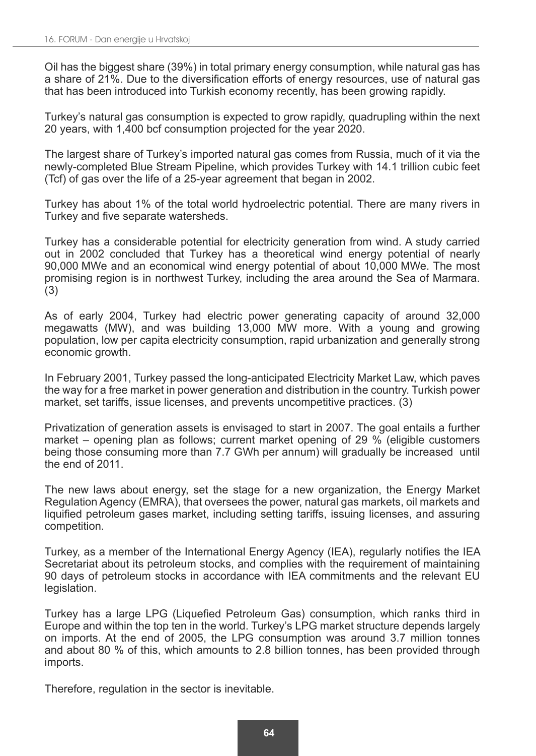Oil has the biggest share (39%) in total primary energy consumption, while natural gas has a share of 21%. Due to the diversification efforts of energy resources, use of natural gas that has been introduced into Turkish economy recently, has been growing rapidly.

Turkey's natural gas consumption is expected to grow rapidly, quadrupling within the next 20 years, with 1,400 bcf consumption projected for the year 2020.

The largest share of Turkey's imported natural gas comes from Russia, much of it via the newly-completed Blue Stream Pipeline, which provides Turkey with 14.1 trillion cubic feet (Tcf) of gas over the life of a 25-year agreement that began in 2002.

Turkey has about 1% of the total world hydroelectric potential. There are many rivers in Turkey and five separate watersheds.

Turkey has a considerable potential for electricity generation from wind. A study carried out in 2002 concluded that Turkey has a theoretical wind energy potential of nearly 90,000 MWe and an economical wind energy potential of about 10,000 MWe. The most promising region is in northwest Turkey, including the area around the Sea of Marmara. (3)

As of early 2004, Turkey had electric power generating capacity of around 32,000 megawatts (MW), and was building 13,000 MW more. With a young and growing population, low per capita electricity consumption, rapid urbanization and generally strong economic growth.

In February 2001, Turkey passed the long-anticipated Electricity Market Law, which paves the way for a free market in power generation and distribution in the country. Turkish power market, set tariffs, issue licenses, and prevents uncompetitive practices. (3)

Privatization of generation assets is envisaged to start in 2007. The goal entails a further market – opening plan as follows; current market opening of 29 % (eligible customers being those consuming more than 7.7 GWh per annum) will gradually be increased until the end of 2011.

The new laws about energy, set the stage for a new organization, the Energy Market Regulation Agency (EMRA), that oversees the power, natural gas markets, oil markets and liquified petroleum gases market, including setting tariffs, issuing licenses, and assuring competition.

Turkey, as a member of the International Energy Agency (IEA), regularly notifies the IEA Secretariat about its petroleum stocks, and complies with the requirement of maintaining 90 days of petroleum stocks in accordance with IEA commitments and the relevant EU legislation.

Turkey has a large LPG (Liquefied Petroleum Gas) consumption, which ranks third in Europe and within the top ten in the world. Turkey's LPG market structure depends largely on imports. At the end of 2005, the LPG consumption was around 3.7 million tonnes and about 80 % of this, which amounts to 2.8 billion tonnes, has been provided through imports.

Therefore, regulation in the sector is inevitable.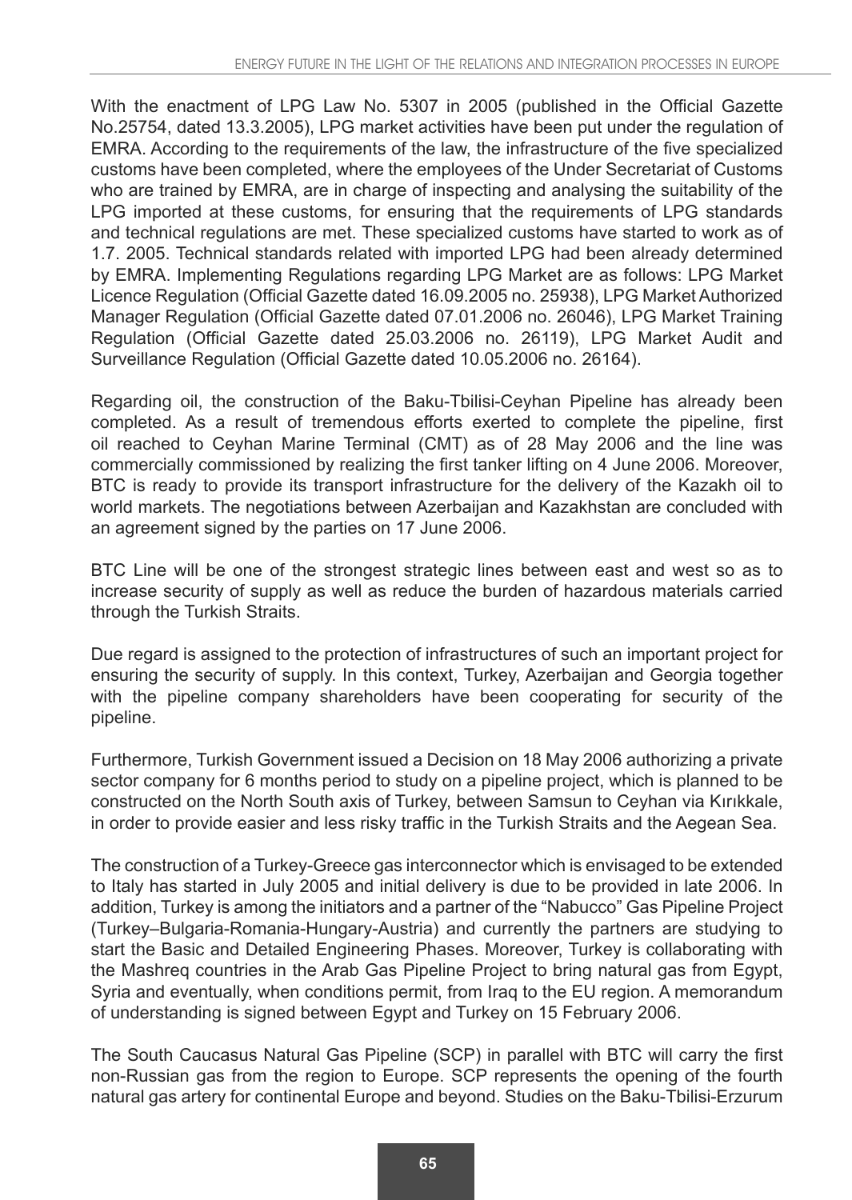With the enactment of LPG Law No. 5307 in 2005 (published in the Official Gazette No.25754, dated 13.3.2005), LPG market activities have been put under the regulation of EMRA. According to the requirements of the law, the infrastructure of the five specialized customs have been completed, where the employees of the Under Secretariat of Customs who are trained by EMRA, are in charge of inspecting and analysing the suitability of the LPG imported at these customs, for ensuring that the requirements of LPG standards and technical regulations are met. These specialized customs have started to work as of 1.7. 2005. Technical standards related with imported LPG had been already determined by EMRA. Implementing Regulations regarding LPG Market are as follows: LPG Market Licence Regulation (Official Gazette dated 16.09.2005 no. 25938), LPG Market Authorized Manager Regulation (Official Gazette dated 07.01.2006 no. 26046), LPG Market Training Regulation (Official Gazette dated 25.03.2006 no. 26119), LPG Market Audit and Surveillance Regulation (Official Gazette dated 10.05.2006 no. 26164).

Regarding oil, the construction of the Baku-Tbilisi-Ceyhan Pipeline has already been completed. As a result of tremendous efforts exerted to complete the pipeline, first oil reached to Ceyhan Marine Terminal (CMT) as of 28 May 2006 and the line was commercially commissioned by realizing the first tanker lifting on 4 June 2006. Moreover, BTC is ready to provide its transport infrastructure for the delivery of the Kazakh oil to world markets. The negotiations between Azerbaijan and Kazakhstan are concluded with an agreement signed by the parties on 17 June 2006.

BTC Line will be one of the strongest strategic lines between east and west so as to increase security of supply as well as reduce the burden of hazardous materials carried through the Turkish Straits.

Due regard is assigned to the protection of infrastructures of such an important project for ensuring the security of supply. In this context, Turkey, Azerbaijan and Georgia together with the pipeline company shareholders have been cooperating for security of the pipeline.

Furthermore, Turkish Government issued a Decision on 18 May 2006 authorizing a private sector company for 6 months period to study on a pipeline project, which is planned to be constructed on the North South axis of Turkey, between Samsun to Ceyhan via Kırıkkale, in order to provide easier and less risky traffic in the Turkish Straits and the Aegean Sea.

The construction of a Turkey-Greece gas interconnector which is envisaged to be extended to Italy has started in July 2005 and initial delivery is due to be provided in late 2006. In addition, Turkey is among the initiators and a partner of the "Nabucco" Gas Pipeline Project (Turkey–Bulgaria-Romania-Hungary-Austria) and currently the partners are studying to start the Basic and Detailed Engineering Phases. Moreover, Turkey is collaborating with the Mashreq countries in the Arab Gas Pipeline Project to bring natural gas from Egypt, Syria and eventually, when conditions permit, from Iraq to the EU region. A memorandum of understanding is signed between Egypt and Turkey on 15 February 2006.

The South Caucasus Natural Gas Pipeline (SCP) in parallel with BTC will carry the first non-Russian gas from the region to Europe. SCP represents the opening of the fourth natural gas artery for continental Europe and beyond. Studies on the Baku-Tbilisi-Erzurum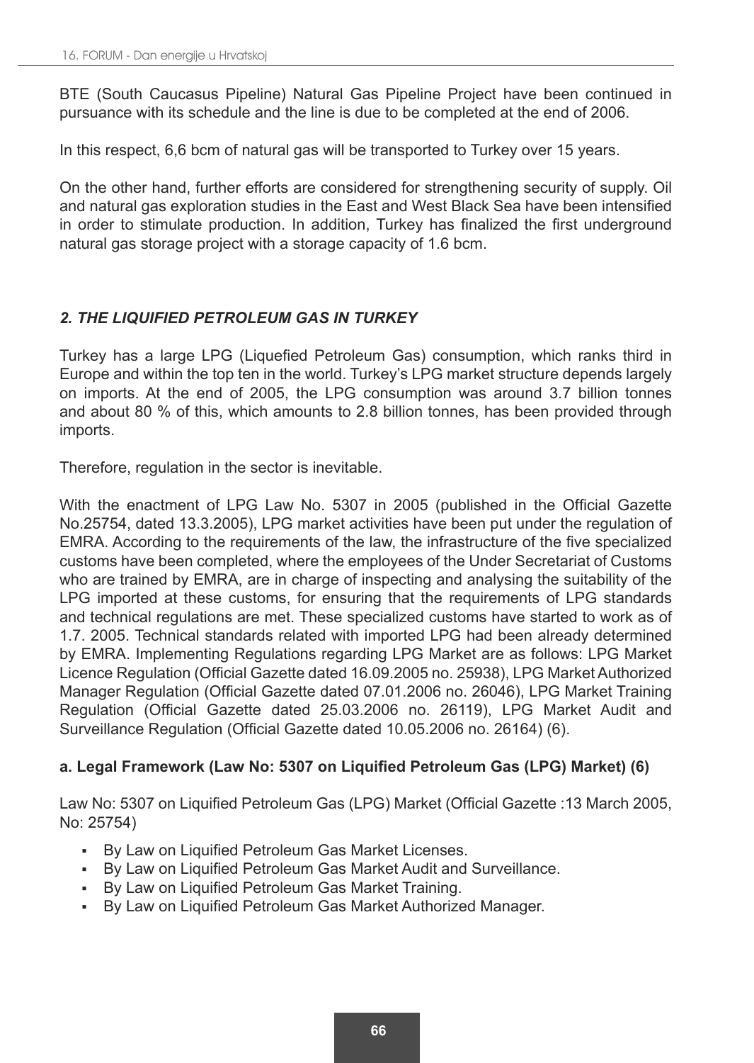BTE (South Caucasus Pipeline) Natural Gas Pipeline Project have been continued in pursuance with its schedule and the line is due to be completed at the end of 2006.

In this respect, 6,6 bcm of natural gas will be transported to Turkey over 15 years.

On the other hand, further efforts are considered for strengthening security of supply. Oil and natural gas exploration studies in the East and West Black Sea have been intensified in order to stimulate production. In addition, Turkey has finalized the first underground natural gas storage project with a storage capacity of 1.6 bcm.

## *2. THE LIQUIFIED PETROLEUM GAS IN TURKEY*

Turkey has a large LPG (Liquefied Petroleum Gas) consumption, which ranks third in Europe and within the top ten in the world. Turkey's LPG market structure depends largely on imports. At the end of 2005, the LPG consumption was around 3.7 billion tonnes and about 80 % of this, which amounts to 2.8 billion tonnes, has been provided through imports.

Therefore, regulation in the sector is inevitable.

With the enactment of LPG Law No. 5307 in 2005 (published in the Official Gazette No.25754, dated 13.3.2005), LPG market activities have been put under the regulation of EMRA. According to the requirements of the law, the infrastructure of the five specialized customs have been completed, where the employees of the Under Secretariat of Customs who are trained by EMRA, are in charge of inspecting and analysing the suitability of the LPG imported at these customs, for ensuring that the requirements of LPG standards and technical regulations are met. These specialized customs have started to work as of 1.7. 2005. Technical standards related with imported LPG had been already determined by EMRA. Implementing Regulations regarding LPG Market are as follows: LPG Market Licence Regulation (Official Gazette dated 16.09.2005 no. 25938), LPG Market Authorized Manager Regulation (Official Gazette dated 07.01.2006 no. 26046), LPG Market Training Regulation (Official Gazette dated 25.03.2006 no. 26119), LPG Market Audit and Surveillance Regulation (Official Gazette dated 10.05.2006 no. 26164) (6).

### a. Legal Framework (Law No: 5307 on Liquified Petroleum Gas (LPG) Market) (6)

Law No: 5307 on Liquified Petroleum Gas (LPG) Market (Official Gazette :13 March 2005, No: 25754)

- By Law on Liquified Petroleum Gas Market Licenses.
- By Law on Liquified Petroleum Gas Market Audit and Surveillance.
- By Law on Liquified Petroleum Gas Market Training.
- By Law on Liquified Petroleum Gas Market Authorized Manager.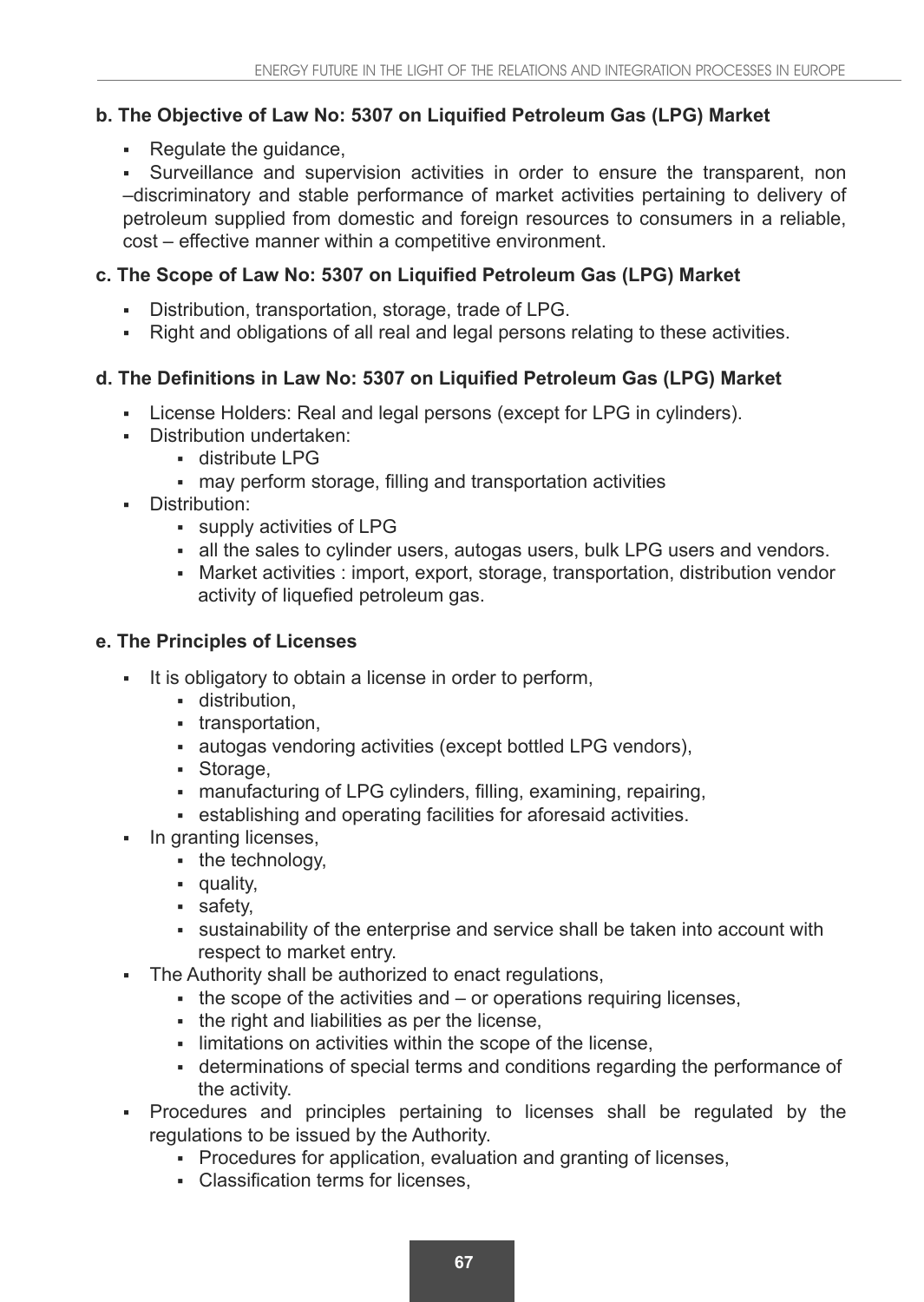**b. The Objective of Law No: 5307 on Liquified Petroleum Gas (LPG) Market**

- Regulate the guidance,
- Surveillance and supervision activities in order to ensure the transparent, non –discriminatory and stable performance of market activities pertaining to delivery of petroleum supplied from domestic and foreign resources to consumers in a reliable, cost – effective manner within a competitive environment.

**c. The Scope of Law No: 5307 on Liquified Petroleum Gas (LPG) Market**

- Distribution, transportation, storage, trade of LPG.
- Right and obligations of all real and legal persons relating to these activities.

**d. The Definitions in Law No: 5307 on Liquified Petroleum Gas (LPG) Market**

- License Holders: Real and legal persons (except for LPG in cylinders).
- Distribution undertaken:
  - distribute LPG
  - may perform storage, filling and transportation activities
- Distribution:
  - supply activities of LPG
  - all the sales to cylinder users, autogas users, bulk LPG users and vendors.
  - Market activities : import, export, storage, transportation, distribution vendor activity of liquefied petroleum gas.

**e. The Principles of Licenses**

- It is obligatory to obtain a license in order to perform,
  - distribution,
  - transportation,
  - autogas vendoring activities (except bottled LPG vendors),
  - Storage,
  - manufacturing of LPG cylinders, filling, examining, repairing,
  - establishing and operating facilities for aforesaid activities.
- In granting licenses,
  - the technology,
  - quality,
  - safety,
  - sustainability of the enterprise and service shall be taken into account with respect to market entry.
- The Authority shall be authorized to enact regulations,
  - the scope of the activities and – or operations requiring licenses,
  - the right and liabilities as per the license,
  - limitations on activities within the scope of the license,
  - determinations of special terms and conditions regarding the performance of the activity.
- Procedures and principles pertaining to licenses shall be regulated by the regulations to be issued by the Authority.
  - Procedures for application, evaluation and granting of licenses,
  - Classification terms for licenses,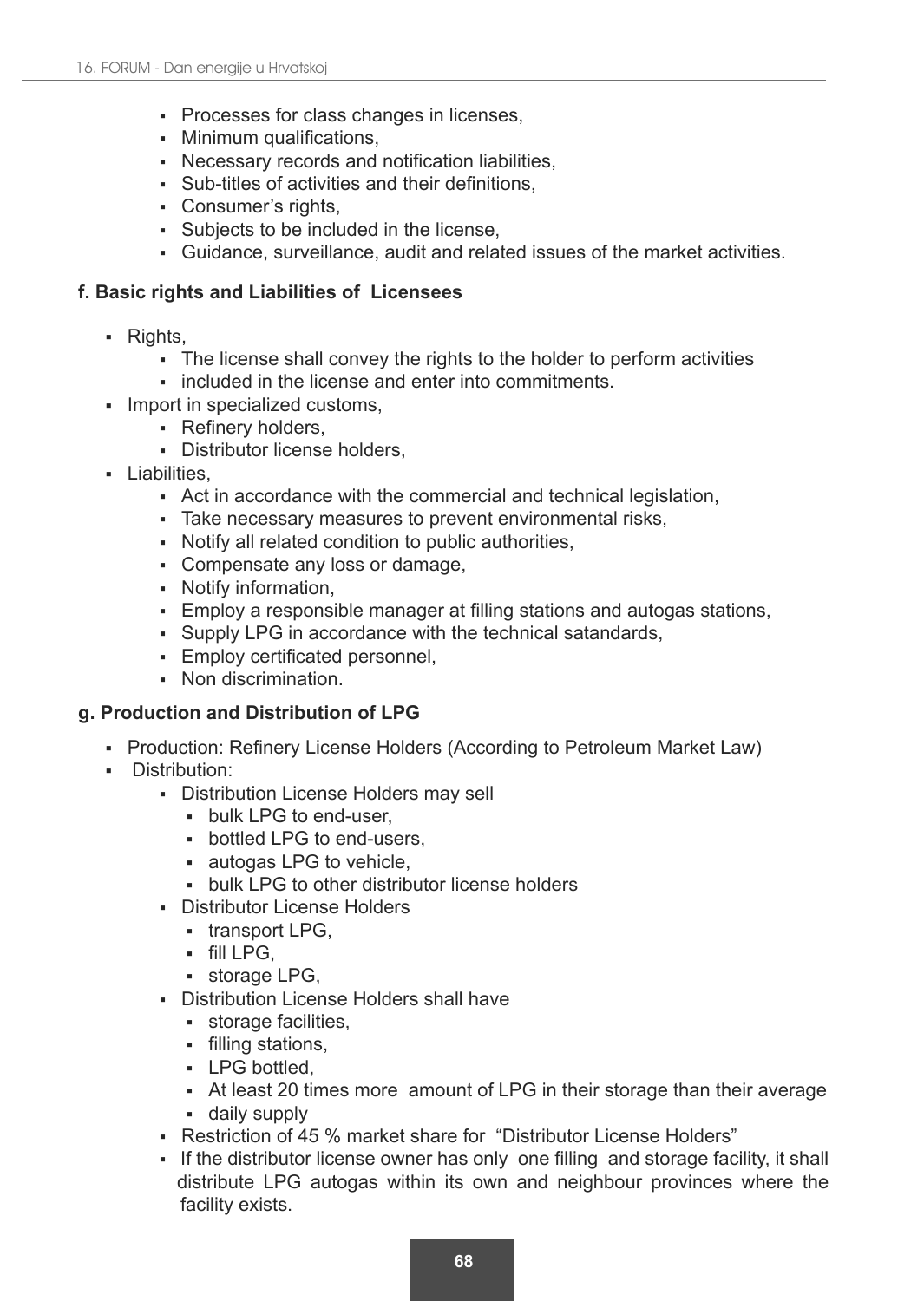- Processes for class changes in licenses,
- Minimum qualifications,
- Necessary records and notification liabilities,
- Sub-titles of activities and their definitions,
- Consumer's rights,
- Subjects to be included in the license,
- Guidance, surveillance, audit and related issues of the market activities.

**f. Basic rights and Liabilities of Licensees**

- Rights,
  - The license shall convey the rights to the holder to perform activities
  - included in the license and enter into commitments.
- Import in specialized customs,
  - Refinery holders,
  - Distributor license holders,
- Liabilities,
  - Act in accordance with the commercial and technical legislation,
  - Take necessary measures to prevent environmental risks,
  - Notify all related condition to public authorities,
  - Compensate any loss or damage,
  - Notify information,
  - Employ a responsible manager at filling stations and autogas stations,
  - Supply LPG in accordance with the technical satandards,
  - Employ certificated personnel,
  - Non discrimination.

**g. Production and Distribution of LPG**

- Production: Refinery License Holders (According to Petroleum Market Law)
- Distribution:
  - Distribution License Holders may sell
    - bulk LPG to end-user,
    - bottled LPG to end-users,
    - autogas LPG to vehicle,
    - bulk LPG to other distributor license holders
  - Distributor License Holders
    - transport LPG,
    - fill LPG,
    - storage LPG,
  - Distribution License Holders shall have
    - storage facilities,
    - filling stations,
    - LPG bottled,
    - At least 20 times more amount of LPG in their storage than their average
    - daily supply
  - Restriction of 45 % market share for "Distributor License Holders"
  - If the distributor license owner has only one filling and storage facility, it shall distribute LPG autogas within its own and neighbour provinces where the facility exists.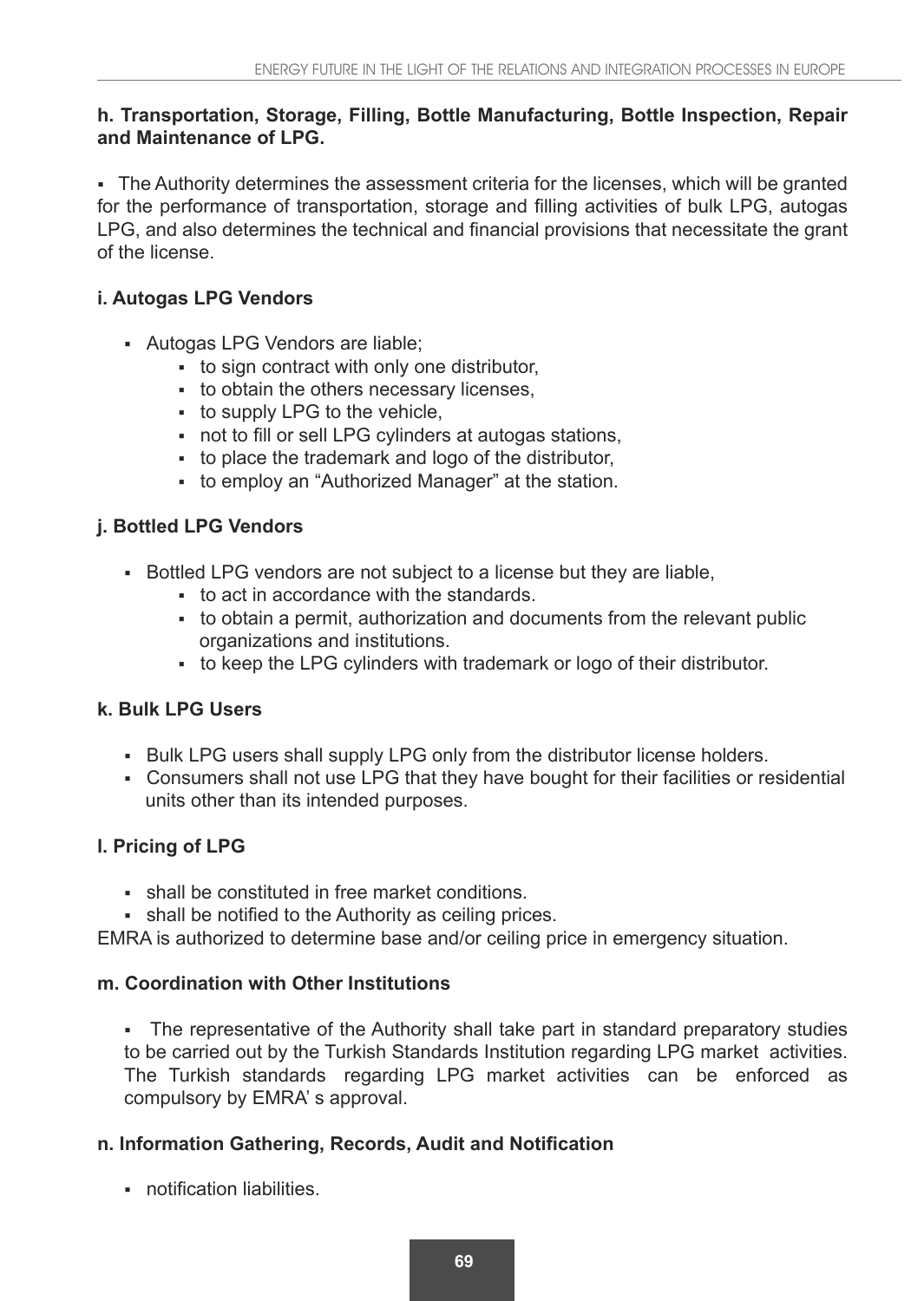**h. Transportation, Storage, Filling, Bottle Manufacturing, Bottle Inspection, Repair and Maintenance of LPG.**

- The Authority determines the assessment criteria for the licenses, which will be granted for the performance of transportation, storage and filling activities of bulk LPG, autogas LPG, and also determines the technical and financial provisions that necessitate the grant of the license.

**i. Autogas LPG Vendors**

- Autogas LPG Vendors are liable;
  - to sign contract with only one distributor,
  - to obtain the others necessary licenses,
  - to supply LPG to the vehicle,
  - not to fill or sell LPG cylinders at autogas stations,
  - to place the trademark and logo of the distributor,
  - to employ an "Authorized Manager" at the station.

**j. Bottled LPG Vendors**

- Bottled LPG vendors are not subject to a license but they are liable,
  - to act in accordance with the standards.
  - to obtain a permit, authorization and documents from the relevant public organizations and institutions.
  - to keep the LPG cylinders with trademark or logo of their distributor.

**k. Bulk LPG Users**

- Bulk LPG users shall supply LPG only from the distributor license holders.
- Consumers shall not use LPG that they have bought for their facilities or residential units other than its intended purposes.

**l. Pricing of LPG**

- shall be constituted in free market conditions.
- shall be notified to the Authority as ceiling prices.

EMRA is authorized to determine base and/or ceiling price in emergency situation.

**m. Coordination with Other Institutions**

- The representative of the Authority shall take part in standard preparatory studies to be carried out by the Turkish Standards Institution regarding LPG market activities. The Turkish standards regarding LPG market activities can be enforced as compulsory by EMRA' s approval.

**n. Information Gathering, Records, Audit and Notification**

- notification liabilities.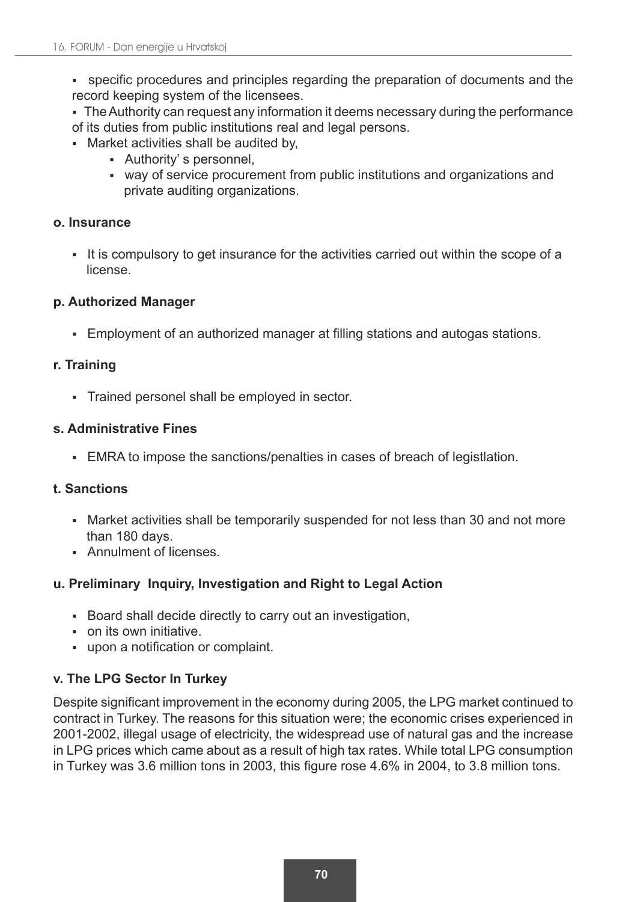- specific procedures and principles regarding the preparation of documents and the record keeping system of the licensees.
- The Authority can request any information it deems necessary during the performance of its duties from public institutions real and legal persons.
- Market activities shall be audited by,
    - Authority' s personnel,
    - way of service procurement from public institutions and organizations and private auditing organizations.

**o. Insurance**

- It is compulsory to get insurance for the activities carried out within the scope of a license.

**p. Authorized Manager**

- Employment of an authorized manager at filling stations and autogas stations.

**r. Training**

- Trained personel shall be employed in sector.

**s. Administrative Fines**

- EMRA to impose the sanctions/penalties in cases of breach of legistlation.

**t. Sanctions**

- Market activities shall be temporarily suspended for not less than 30 and not more than 180 days.
- Annulment of licenses.

**u. Preliminary Inquiry, Investigation and Right to Legal Action**

- Board shall decide directly to carry out an investigation,
- on its own initiative.
- upon a notification or complaint.

**v. The LPG Sector In Turkey**

Despite significant improvement in the economy during 2005, the LPG market continued to contract in Turkey. The reasons for this situation were; the economic crises experienced in 2001-2002, illegal usage of electricity, the widespread use of natural gas and the increase in LPG prices which came about as a result of high tax rates. While total LPG consumption in Turkey was 3.6 million tons in 2003, this figure rose 4.6% in 2004, to 3.8 million tons.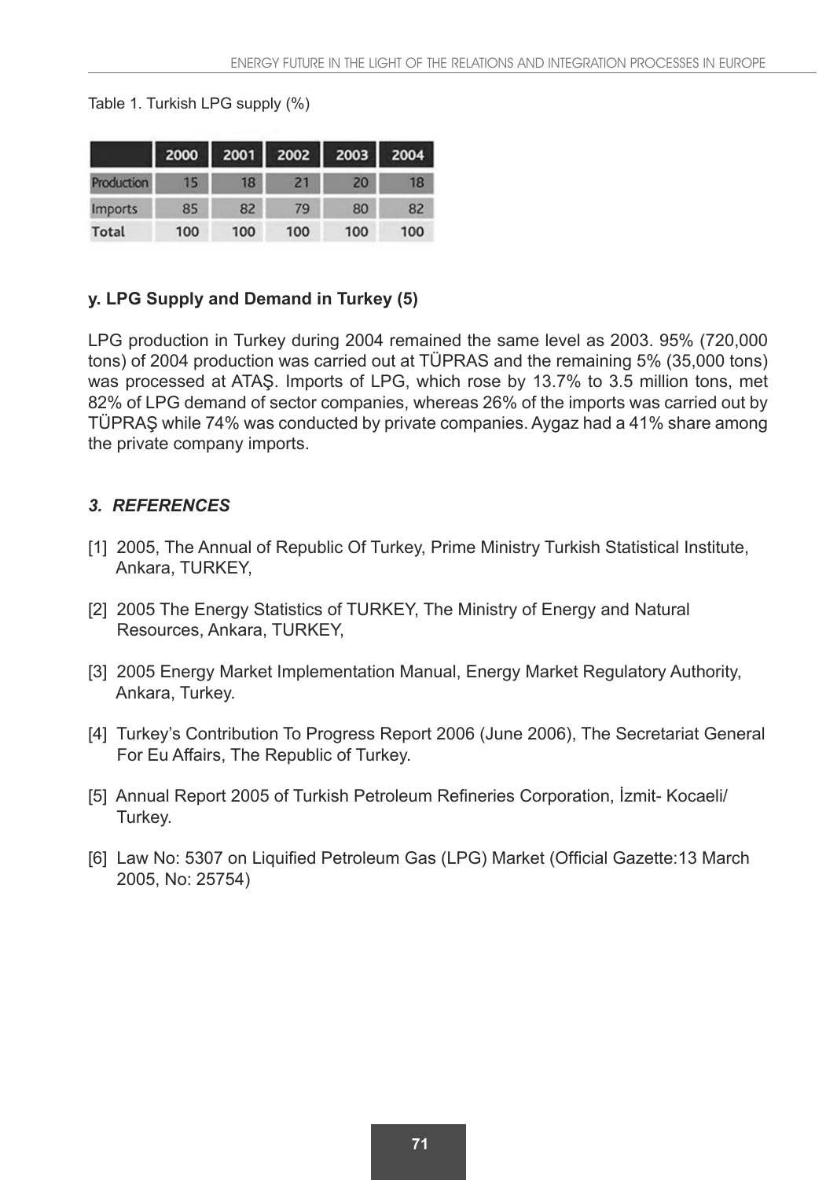Table 1. Turkish LPG supply (%)

| | 2000 | 2001 | 2002 | 2003 | 2004 |
|---|---|---|---|---|---|
| Production | 15 | 18 | 21 | 20 | 18 |
| Imports | 85 | 82 | 79 | 80 | 82 |
| Total | 100 | 100 | 100 | 100 | 100 |

### y. LPG Supply and Demand in Turkey (5)

LPG production in Turkey during 2004 remained the same level as 2003. 95% (720,000 tons) of 2004 production was carried out at TÜPRAS and the remaining 5% (35,000 tons) was processed at ATAŞ. Imports of LPG, which rose by 13.7% to 3.5 million tons, met 82% of LPG demand of sector companies, whereas 26% of the imports was carried out by TÜPRAŞ while 74% was conducted by private companies. Aygaz had a 41% share among the private company imports.

## *3. REFERENCES*

[1] 2005, The Annual of Republic Of Turkey, Prime Ministry Turkish Statistical Institute, Ankara, TURKEY,

[2] 2005 The Energy Statistics of TURKEY, The Ministry of Energy and Natural Resources, Ankara, TURKEY,

[3] 2005 Energy Market Implementation Manual, Energy Market Regulatory Authority, Ankara, Turkey.

[4] Turkey's Contribution To Progress Report 2006 (June 2006), The Secretariat General For Eu Affairs, The Republic of Turkey.

[5] Annual Report 2005 of Turkish Petroleum Refineries Corporation, İzmit- Kocaeli/ Turkey.

[6] Law No: 5307 on Liquified Petroleum Gas (LPG) Market (Official Gazette:13 March 2005, No: 25754)